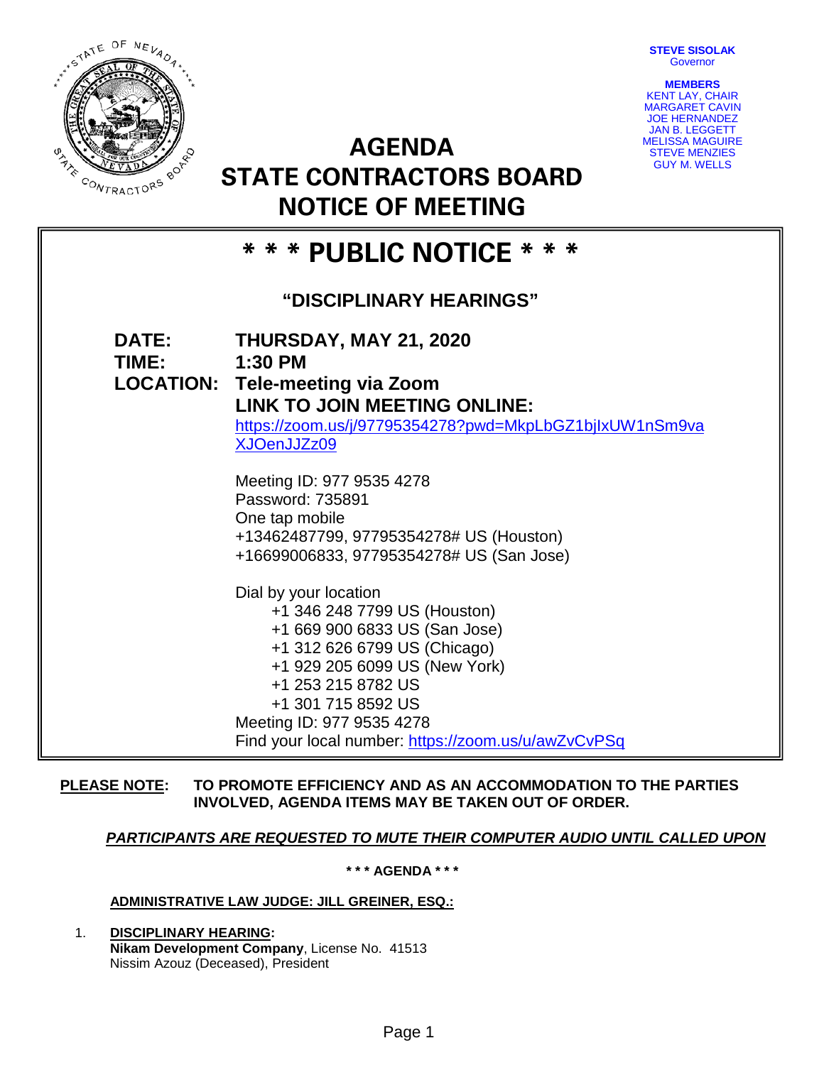**STEVE SISOLAK**
Governor

**MEMBERS**
KENT LAY, CHAIR
MARGARET CAVIN
JOE HERNANDEZ
JAN B. LEGGETT
MELISSA MAGUIRE
STEVE MENZIES
GUY M. WELLS

# AGENDA
# STATE CONTRACTORS BOARD
# NOTICE OF MEETING

## * * * PUBLIC NOTICE * * *

### "DISCIPLINARY HEARINGS"

**DATE:** **THURSDAY, MAY 21, 2020**
**TIME:** **1:30 PM**
**LOCATION:** **Tele-meeting via Zoom**
**LINK TO JOIN MEETING ONLINE:**
https://zoom.us/j/97795354278?pwd=MkpLbGZ1bjIxUW1nSm9vaXJOenJJZz09

Meeting ID: 977 9535 4278
Password: 735891
One tap mobile
+13462487799, 97795354278# US (Houston)
+16699006833, 97795354278# US (San Jose)

Dial by your location
+1 346 248 7799 US (Houston)
+1 669 900 6833 US (San Jose)
+1 312 626 6799 US (Chicago)
+1 929 205 6099 US (New York)
+1 253 215 8782 US
+1 301 715 8592 US
Meeting ID: 977 9535 4278
Find your local number: https://zoom.us/u/awZvCvPSq

**PLEASE NOTE:** **TO PROMOTE EFFICIENCY AND AS AN ACCOMMODATION TO THE PARTIES INVOLVED, AGENDA ITEMS MAY BE TAKEN OUT OF ORDER.**

***PARTICIPANTS ARE REQUESTED TO MUTE THEIR COMPUTER AUDIO UNTIL CALLED UPON***

**\* \* \* AGENDA \* \* \***

**ADMINISTRATIVE LAW JUDGE: JILL GREINER, ESQ.:**

1. **DISCIPLINARY HEARING:**
   **Nikam Development Company**, License No. 41513
   Nissim Azouz (Deceased), President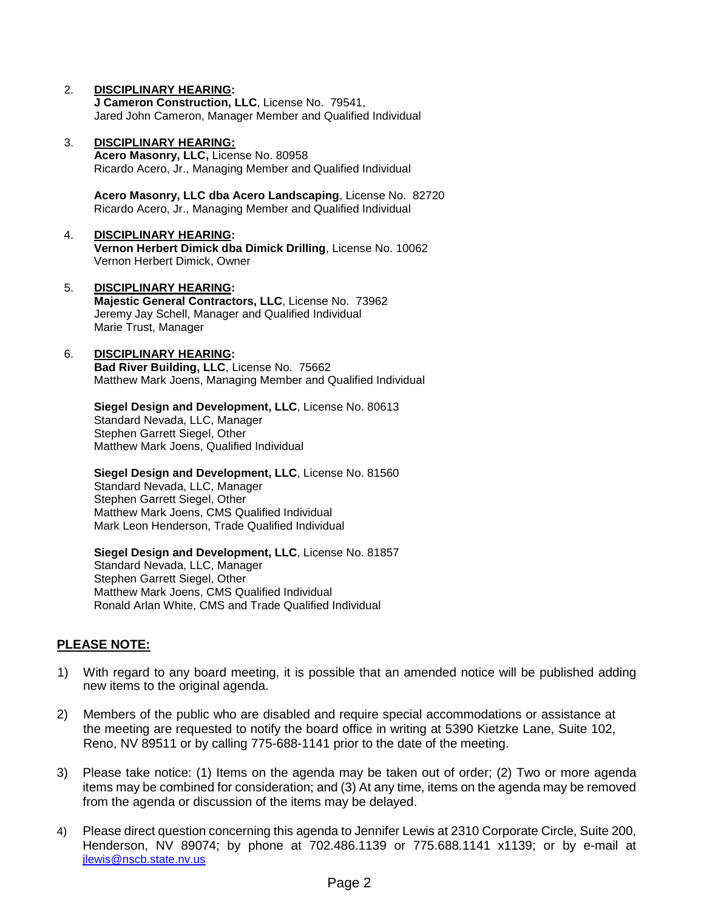2. **DISCIPLINARY HEARING:**
   **J Cameron Construction, LLC**, License No. 79541,
   Jared John Cameron, Manager Member and Qualified Individual

3. **DISCIPLINARY HEARING:**
   **Acero Masonry, LLC,** License No. 80958
   Ricardo Acero, Jr., Managing Member and Qualified Individual

   **Acero Masonry, LLC dba Acero Landscaping**, License No. 82720
   Ricardo Acero, Jr., Managing Member and Qualified Individual

4. **DISCIPLINARY HEARING:**
   **Vernon Herbert Dimick dba Dimick Drilling**, License No. 10062
   Vernon Herbert Dimick, Owner

5. **DISCIPLINARY HEARING:**
   **Majestic General Contractors, LLC**, License No. 73962
   Jeremy Jay Schell, Manager and Qualified Individual
   Marie Trust, Manager

6. **DISCIPLINARY HEARING:**
   **Bad River Building, LLC**, License No. 75662
   Matthew Mark Joens, Managing Member and Qualified Individual

   **Siegel Design and Development, LLC**, License No. 80613
   Standard Nevada, LLC, Manager
   Stephen Garrett Siegel, Other
   Matthew Mark Joens, Qualified Individual

   **Siegel Design and Development, LLC**, License No. 81560
   Standard Nevada, LLC, Manager
   Stephen Garrett Siegel, Other
   Matthew Mark Joens, CMS Qualified Individual
   Mark Leon Henderson, Trade Qualified Individual

   **Siegel Design and Development, LLC**, License No. 81857
   Standard Nevada, LLC, Manager
   Stephen Garrett Siegel, Other
   Matthew Mark Joens, CMS Qualified Individual
   Ronald Arlan White, CMS and Trade Qualified Individual

**PLEASE NOTE:**

1) With regard to any board meeting, it is possible that an amended notice will be published adding new items to the original agenda.

2) Members of the public who are disabled and require special accommodations or assistance at the meeting are requested to notify the board office in writing at 5390 Kietzke Lane, Suite 102, Reno, NV 89511 or by calling 775-688-1141 prior to the date of the meeting.

3) Please take notice: (1) Items on the agenda may be taken out of order; (2) Two or more agenda items may be combined for consideration; and (3) At any time, items on the agenda may be removed from the agenda or discussion of the items may be delayed.

4) Please direct question concerning this agenda to Jennifer Lewis at 2310 Corporate Circle, Suite 200, Henderson, NV 89074; by phone at 702.486.1139 or 775.688.1141 x1139; or by e-mail at jlewis@nscb.state.nv.us